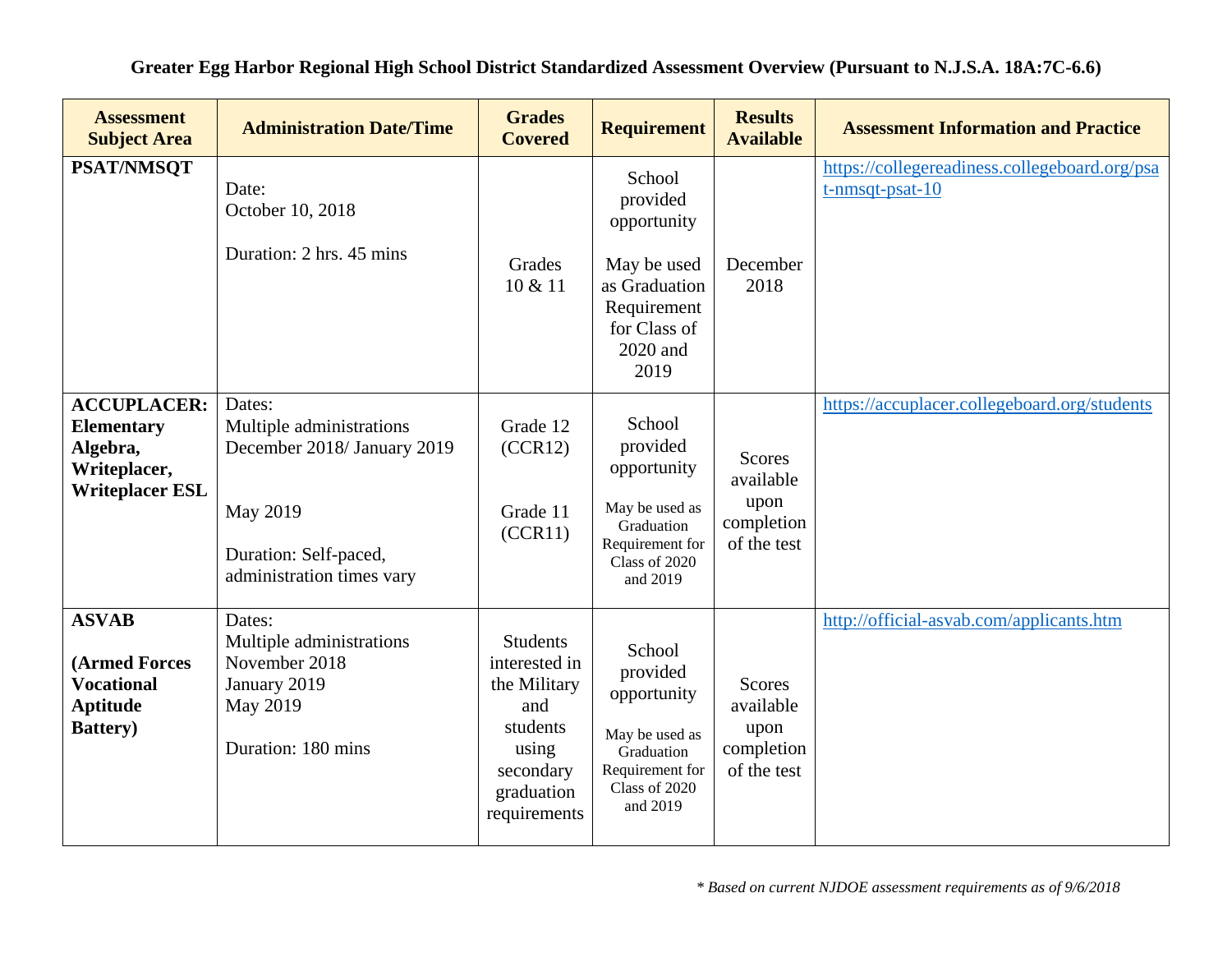**Greater Egg Harbor Regional High School District Standardized Assessment Overview (Pursuant to N.J.S.A. 18A:7C-6.6)**

| Assessment Subject Area | Administration Date/Time | Grades Covered | Requirement | Results Available | Assessment Information and Practice |
|---|---|---|---|---|---|
| **PSAT/NMSQT** | Date:<br>October 10, 2018<br><br>Duration: 2 hrs. 45 mins | Grades 10 & 11 | School provided opportunity<br><br>May be used as Graduation Requirement for Class of 2020 and 2019 | December 2018 | https://collegereadiness.collegeboard.org/psat-nmsqt-psat-10 |
| **ACCUPLACER: Elementary Algebra, Writeplacer, Writeplacer ESL** | Dates:<br>Multiple administrations<br>December 2018/ January 2019<br><br>May 2019<br><br>Duration: Self-paced, administration times vary | Grade 12 (CCR12)<br><br>Grade 11 (CCR11) | School provided opportunity<br><br>May be used as Graduation Requirement for Class of 2020 and 2019 | Scores available upon completion of the test | https://accuplacer.collegeboard.org/students |
| **ASVAB**<br><br>**(Armed Forces Vocational Aptitude Battery)** | Dates:<br>Multiple administrations<br>November 2018<br>January 2019<br>May 2019<br><br>Duration: 180 mins | Students interested in the Military and students using secondary graduation requirements | School provided opportunity<br><br>May be used as Graduation Requirement for Class of 2020 and 2019 | Scores available upon completion of the test | http://official-asvab.com/applicants.htm |

*\* Based on current NJDOE assessment requirements as of 9/6/2018*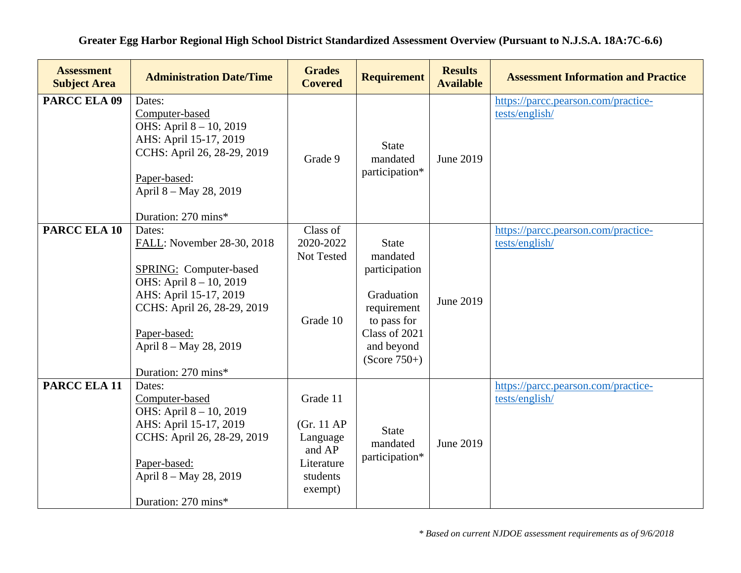**Greater Egg Harbor Regional High School District Standardized Assessment Overview (Pursuant to N.J.S.A. 18A:7C-6.6)**

| Assessment Subject Area | Administration Date/Time | Grades Covered | Requirement | Results Available | Assessment Information and Practice |
|---|---|---|---|---|---|
| **PARCC ELA 09** | Dates:<br>Computer-based<br>OHS: April 8 – 10, 2019<br>AHS: April 15-17, 2019<br>CCHS: April 26, 28-29, 2019<br><br>Paper-based:<br>April 8 – May 28, 2019<br><br>Duration: 270 mins* | Grade 9 | State mandated participation* | June 2019 | https://parcc.pearson.com/practice-tests/english/ |
| **PARCC ELA 10** | Dates:<br>FALL: November 28-30, 2018<br><br>SPRING: Computer-based<br>OHS: April 8 – 10, 2019<br>AHS: April 15-17, 2019<br>CCHS: April 26, 28-29, 2019<br><br>Paper-based:<br>April 8 – May 28, 2019<br><br>Duration: 270 mins* | Class of 2020-2022 Not Tested<br><br>Grade 10 | State mandated participation<br><br>Graduation requirement to pass for Class of 2021 and beyond (Score 750+) | June 2019 | https://parcc.pearson.com/practice-tests/english/ |
| **PARCC ELA 11** | Dates:<br>Computer-based<br>OHS: April 8 – 10, 2019<br>AHS: April 15-17, 2019<br>CCHS: April 26, 28-29, 2019<br><br>Paper-based:<br>April 8 – May 28, 2019<br><br>Duration: 270 mins* | Grade 11<br><br>(Gr. 11 AP Language and AP Literature students exempt) | State mandated participation* | June 2019 | https://parcc.pearson.com/practice-tests/english/ |

*\* Based on current NJDOE assessment requirements as of 9/6/2018*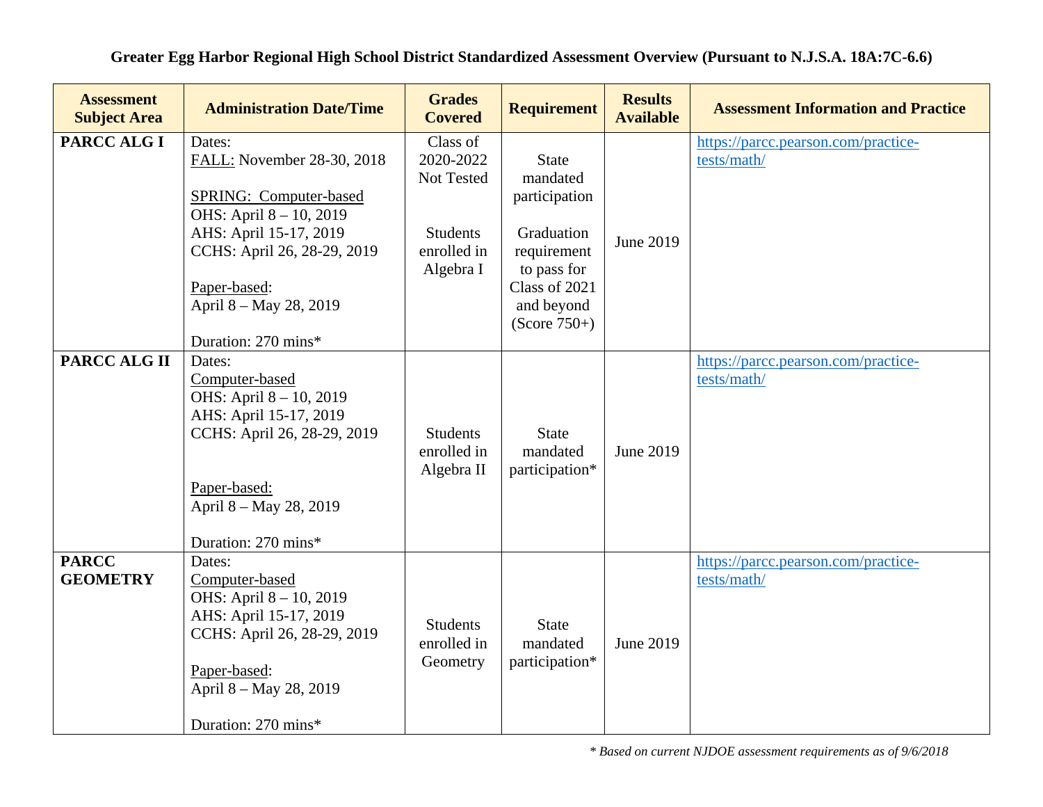**Greater Egg Harbor Regional High School District Standardized Assessment Overview (Pursuant to N.J.S.A. 18A:7C-6.6)**

| Assessment Subject Area | Administration Date/Time | Grades Covered | Requirement | Results Available | Assessment Information and Practice |
|---|---|---|---|---|---|
| **PARCC ALG I** | Dates:<br>FALL: November 28-30, 2018<br><br>SPRING: Computer-based<br>OHS: April 8 – 10, 2019<br>AHS: April 15-17, 2019<br>CCHS: April 26, 28-29, 2019<br><br>Paper-based:<br>April 8 – May 28, 2019<br><br>Duration: 270 mins* | Class of 2020-2022 Not Tested<br><br>Students enrolled in Algebra I | State mandated participation<br><br>Graduation requirement to pass for Class of 2021 and beyond (Score 750+) | June 2019 | https://parcc.pearson.com/practice-tests/math/ |
| **PARCC ALG II** | Dates:<br>Computer-based<br>OHS: April 8 – 10, 2019<br>AHS: April 15-17, 2019<br>CCHS: April 26, 28-29, 2019<br><br>Paper-based:<br>April 8 – May 28, 2019<br><br>Duration: 270 mins* | Students enrolled in Algebra II | State mandated participation* | June 2019 | https://parcc.pearson.com/practice-tests/math/ |
| **PARCC GEOMETRY** | Dates:<br>Computer-based<br>OHS: April 8 – 10, 2019<br>AHS: April 15-17, 2019<br>CCHS: April 26, 28-29, 2019<br><br>Paper-based:<br>April 8 – May 28, 2019<br><br>Duration: 270 mins* | Students enrolled in Geometry | State mandated participation* | June 2019 | https://parcc.pearson.com/practice-tests/math/ |

*\* Based on current NJDOE assessment requirements as of 9/6/2018*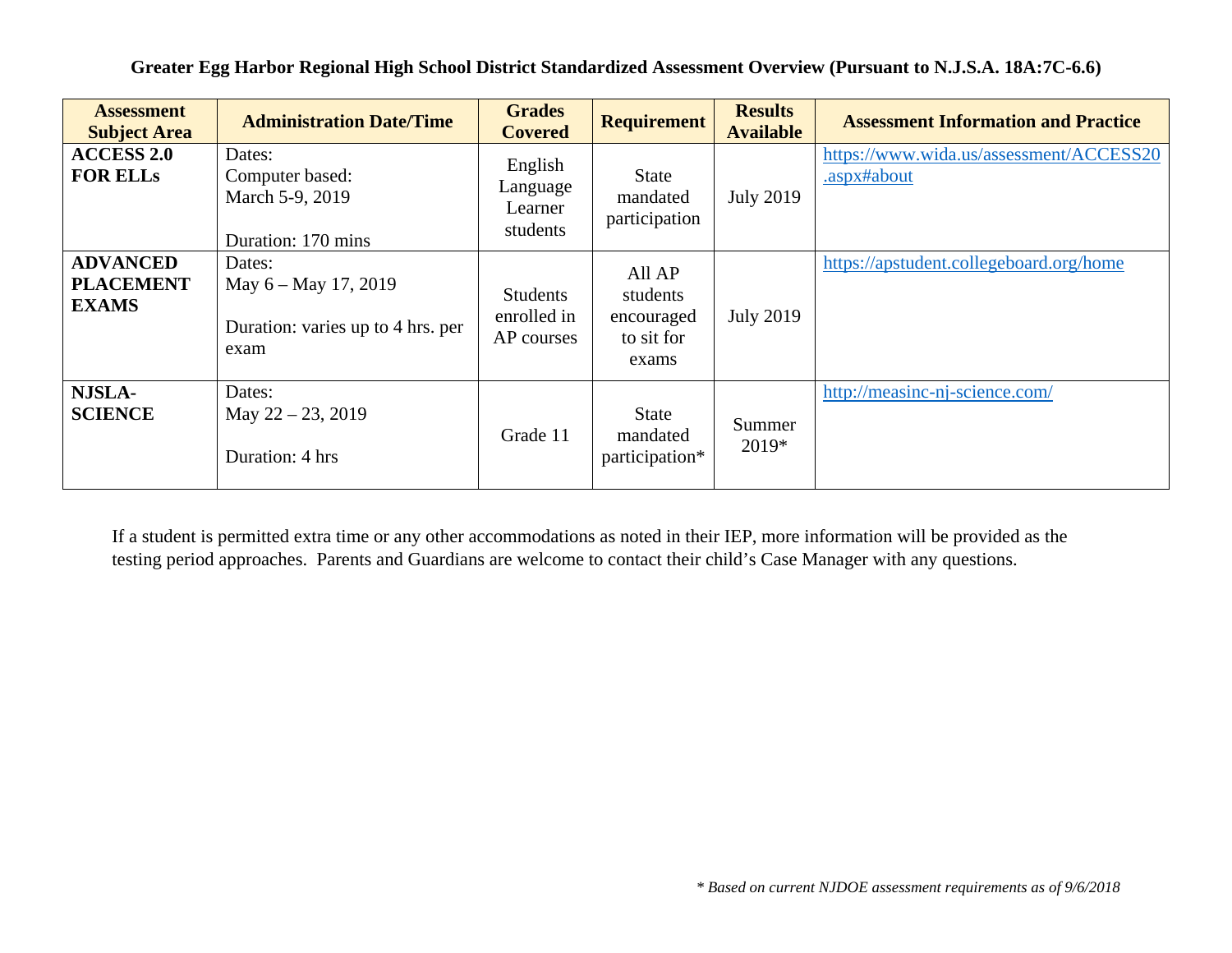**Greater Egg Harbor Regional High School District Standardized Assessment Overview (Pursuant to N.J.S.A. 18A:7C-6.6)**

| Assessment Subject Area | Administration Date/Time | Grades Covered | Requirement | Results Available | Assessment Information and Practice |
|---|---|---|---|---|---|
| **ACCESS 2.0 FOR ELLs** | Dates:<br>Computer based:<br>March 5-9, 2019<br><br>Duration: 170 mins | English Language Learner students | State mandated participation | July 2019 | https://www.wida.us/assessment/ACCESS20.aspx#about |
| **ADVANCED PLACEMENT EXAMS** | Dates:<br>May 6 – May 17, 2019<br><br>Duration: varies up to 4 hrs. per exam | Students enrolled in AP courses | All AP students encouraged to sit for exams | July 2019 | https://apstudent.collegeboard.org/home |
| **NJSLA-SCIENCE** | Dates:<br>May 22 – 23, 2019<br><br>Duration: 4 hrs | Grade 11 | State mandated participation* | Summer 2019* | http://measinc-nj-science.com/ |

If a student is permitted extra time or any other accommodations as noted in their IEP, more information will be provided as the testing period approaches. Parents and Guardians are welcome to contact their child's Case Manager with any questions.

*\* Based on current NJDOE assessment requirements as of 9/6/2018*